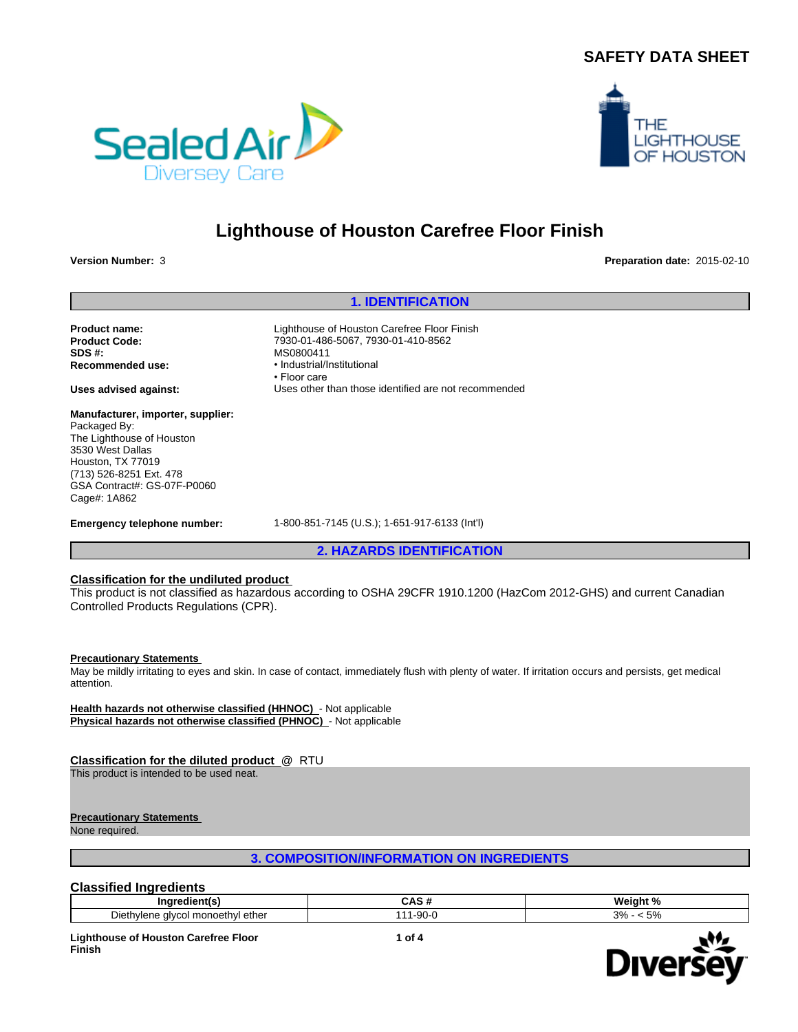# SAFETY DATA SHEET

# Lighthouse of Houston Carefree Floor Finish

**Version Number:** 3

**Preparation date:** 2015-02-10

## 1. IDENTIFICATION

**Product name:** Lighthouse of Houston Carefree Floor Finish
**Product Code:** 7930-01-486-5067, 7930-01-410-8562
**SDS #:** MS0800411
**Recommended use:**
- Industrial/Institutional
- Floor care

**Uses advised against:** Uses other than those identified are not recommended

**Manufacturer, importer, supplier:**
Packaged By:
The Lighthouse of Houston
3530 West Dallas
Houston, TX 77019
(713) 526-8251 Ext. 478
GSA Contract#: GS-07F-P0060
Cage#: 1A862

**Emergency telephone number:** 1-800-851-7145 (U.S.); 1-651-917-6133 (Int'l)

## 2. HAZARDS IDENTIFICATION

**Classification for the undiluted product**

This product is not classified as hazardous according to OSHA 29CFR 1910.1200 (HazCom 2012-GHS) and current Canadian Controlled Products Regulations (CPR).

**Precautionary Statements**

May be mildly irritating to eyes and skin. In case of contact, immediately flush with plenty of water. If irritation occurs and persists, get medical attention.

**Health hazards not otherwise classified (HHNOC)** - Not applicable
**Physical hazards not otherwise classified (PHNOC)** - Not applicable

**Classification for the diluted product** @ RTU

This product is intended to be used neat.

**Precautionary Statements**

None required.

## 3. COMPOSITION/INFORMATION ON INGREDIENTS

### Classified Ingredients

| Ingredient(s) | CAS # | Weight % |
|---|---|---|
| Diethylene glycol monoethyl ether | 111-90-0 | 3% - < 5% |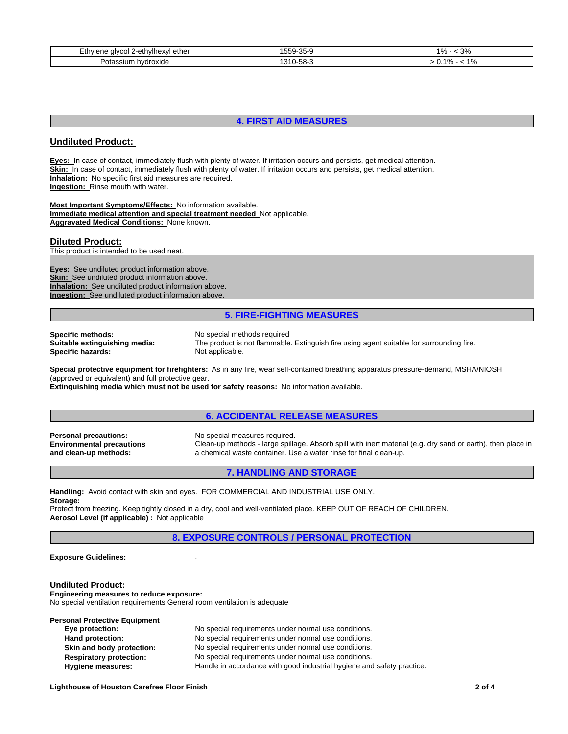| Ethylene glycol 2-ethylhexyl ether | 1559-35-9 | 1% - < 3% |
|---|---|---|
| Potassium hydroxide | 1310-58-3 | > 0.1% - < 1% |

## 4. FIRST AID MEASURES

### Undiluted Product:

**Eyes:** In case of contact, immediately flush with plenty of water. If irritation occurs and persists, get medical attention.
**Skin:** In case of contact, immediately flush with plenty of water. If irritation occurs and persists, get medical attention.
**Inhalation:** No specific first aid measures are required.
**Ingestion:** Rinse mouth with water.

**Most Important Symptoms/Effects:** No information available.
**Immediate medical attention and special treatment needed** Not applicable.
**Aggravated Medical Conditions:** None known.

### Diluted Product:

This product is intended to be used neat.

**Eyes:** See undiluted product information above.
**Skin:** See undiluted product information above.
**Inhalation:** See undiluted product information above.
**Ingestion:** See undiluted product information above.

## 5. FIRE-FIGHTING MEASURES

**Specific methods:** No special methods required
**Suitable extinguishing media:** The product is not flammable. Extinguish fire using agent suitable for surrounding fire.
**Specific hazards:** Not applicable.

**Special protective equipment for firefighters:** As in any fire, wear self-contained breathing apparatus pressure-demand, MSHA/NIOSH (approved or equivalent) and full protective gear.
**Extinguishing media which must not be used for safety reasons:** No information available.

## 6. ACCIDENTAL RELEASE MEASURES

**Personal precautions:** No special measures required.
**Environmental precautions and clean-up methods:** Clean-up methods - large spillage. Absorb spill with inert material (e.g. dry sand or earth), then place in a chemical waste container. Use a water rinse for final clean-up.

## 7. HANDLING AND STORAGE

**Handling:** Avoid contact with skin and eyes. FOR COMMERCIAL AND INDUSTRIAL USE ONLY.
**Storage:**
Protect from freezing. Keep tightly closed in a dry, cool and well-ventilated place. KEEP OUT OF REACH OF CHILDREN.
**Aerosol Level (if applicable) :** Not applicable

## 8. EXPOSURE CONTROLS / PERSONAL PROTECTION

**Exposure Guidelines:** .

### Undiluted Product:

**Engineering measures to reduce exposure:**
No special ventilation requirements General room ventilation is adequate

**Personal Protective Equipment**

- **Eye protection:** No special requirements under normal use conditions.
- **Hand protection:** No special requirements under normal use conditions.
- **Skin and body protection:** No special requirements under normal use conditions.
- **Respiratory protection:** No special requirements under normal use conditions.
- **Hygiene measures:** Handle in accordance with good industrial hygiene and safety practice.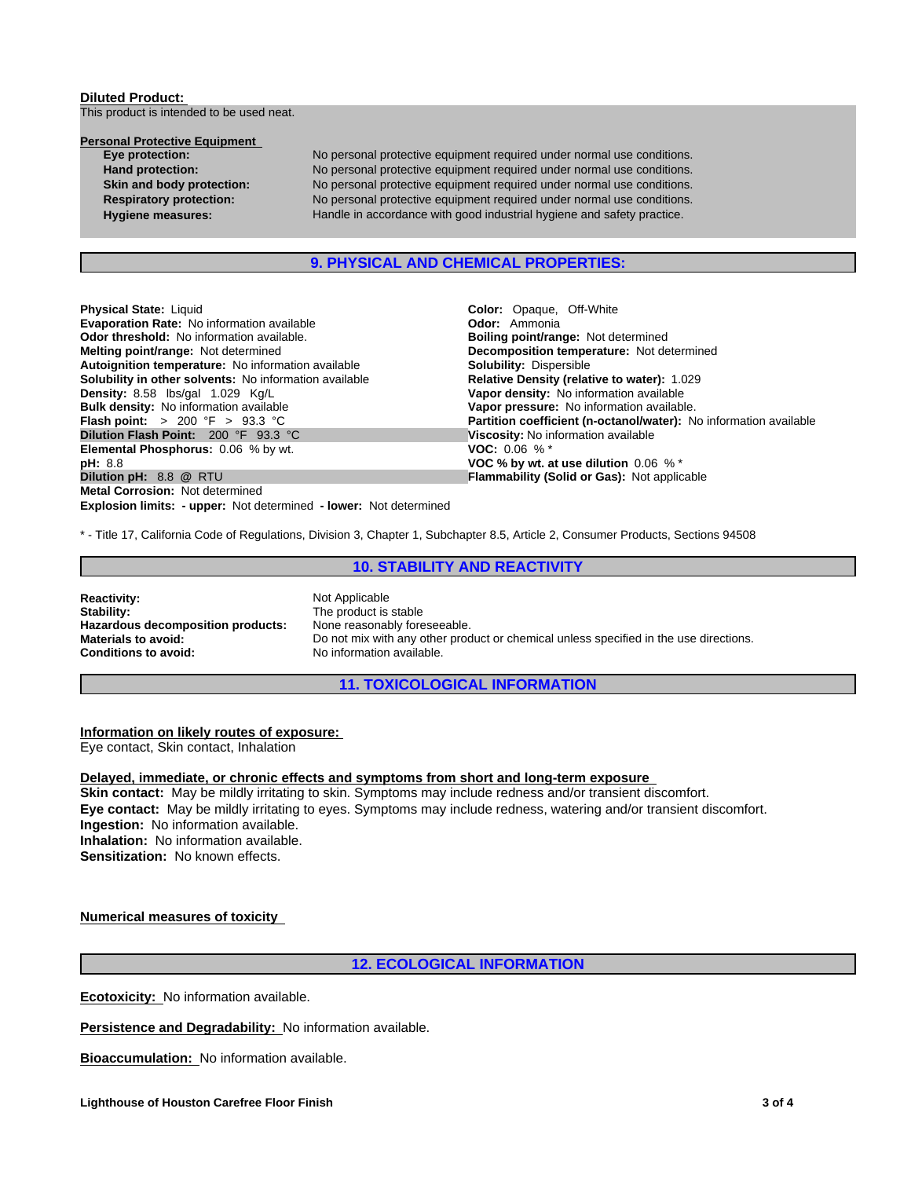**Diluted Product:**
This product is intended to be used neat.

**Personal Protective Equipment**

| | |
|---|---|
| **Eye protection:** | No personal protective equipment required under normal use conditions. |
| **Hand protection:** | No personal protective equipment required under normal use conditions. |
| **Skin and body protection:** | No personal protective equipment required under normal use conditions. |
| **Respiratory protection:** | No personal protective equipment required under normal use conditions. |
| **Hygiene measures:** | Handle in accordance with good industrial hygiene and safety practice. |

## 9. PHYSICAL AND CHEMICAL PROPERTIES:

**Physical State:** Liquid
**Evaporation Rate:** No information available
**Odor threshold:** No information available.
**Melting point/range:** Not determined
**Autoignition temperature:** No information available
**Solubility in other solvents:** No information available
**Density:** 8.58 lbs/gal 1.029 Kg/L
**Bulk density:** No information available
**Flash point:** > 200 °F > 93.3 °C
**Dilution Flash Point:** 200 °F 93.3 °C
**Elemental Phosphorus:** 0.06 % by wt.
**pH:** 8.8
**Dilution pH:** 8.8 @ RTU
**Metal Corrosion:** Not determined
**Explosion limits:** **- upper:** Not determined **- lower:** Not determined

**Color:** Opaque, Off-White
**Odor:** Ammonia
**Boiling point/range:** Not determined
**Decomposition temperature:** Not determined
**Solubility:** Dispersible
**Relative Density (relative to water):** 1.029
**Vapor density:** No information available
**Vapor pressure:** No information available.
**Partition coefficient (n-octanol/water):** No information available
**Viscosity:** No information available
**VOC:** 0.06 % *
**VOC % by wt. at use dilution** 0.06 % *
**Flammability (Solid or Gas):** Not applicable

* - Title 17, California Code of Regulations, Division 3, Chapter 1, Subchapter 8.5, Article 2, Consumer Products, Sections 94508

## 10. STABILITY AND REACTIVITY

| | |
|---|---|
| **Reactivity:** | Not Applicable |
| **Stability:** | The product is stable |
| **Hazardous decomposition products:** | None reasonably foreseeable. |
| **Materials to avoid:** | Do not mix with any other product or chemical unless specified in the use directions. |
| **Conditions to avoid:** | No information available. |

## 11. TOXICOLOGICAL INFORMATION

**Information on likely routes of exposure:**
Eye contact, Skin contact, Inhalation

**Delayed, immediate, or chronic effects and symptoms from short and long-term exposure**
**Skin contact:** May be mildly irritating to skin. Symptoms may include redness and/or transient discomfort.
**Eye contact:** May be mildly irritating to eyes. Symptoms may include redness, watering and/or transient discomfort.
**Ingestion:** No information available.
**Inhalation:** No information available.
**Sensitization:** No known effects.

**Numerical measures of toxicity**

## 12. ECOLOGICAL INFORMATION

**Ecotoxicity:** No information available.

**Persistence and Degradability:** No information available.

**Bioaccumulation:** No information available.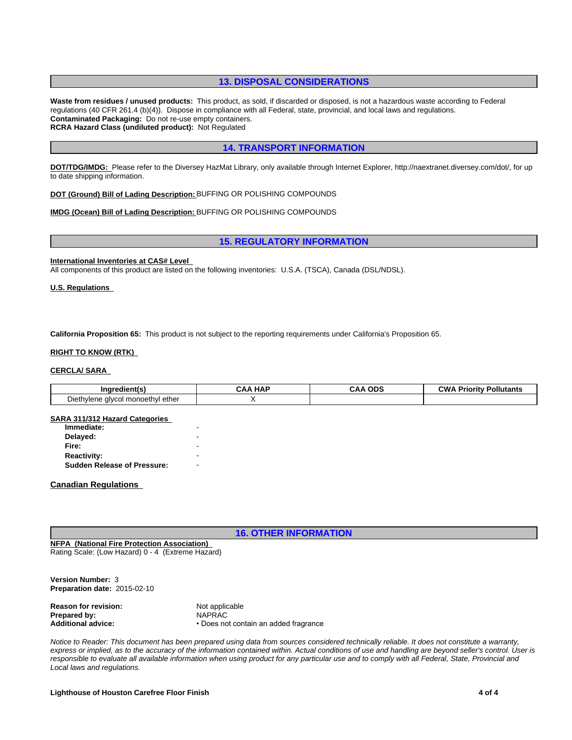## 13. DISPOSAL CONSIDERATIONS

**Waste from residues / unused products:** This product, as sold, if discarded or disposed, is not a hazardous waste according to Federal regulations (40 CFR 261.4 (b)(4)). Dispose in compliance with all Federal, state, provincial, and local laws and regulations.
**Contaminated Packaging:** Do not re-use empty containers.
**RCRA Hazard Class (undiluted product):** Not Regulated

## 14. TRANSPORT INFORMATION

**DOT/TDG/IMDG:** Please refer to the Diversey HazMat Library, only available through Internet Explorer, http://naextranet.diversey.com/dot/, for up to date shipping information.

**DOT (Ground) Bill of Lading Description:** BUFFING OR POLISHING COMPOUNDS

**IMDG (Ocean) Bill of Lading Description:** BUFFING OR POLISHING COMPOUNDS

## 15. REGULATORY INFORMATION

**International Inventories at CAS# Level**
All components of this product are listed on the following inventories: U.S.A. (TSCA), Canada (DSL/NDSL).

**U.S. Regulations**

**California Proposition 65:** This product is not subject to the reporting requirements under California's Proposition 65.

**RIGHT TO KNOW (RTK)**

**CERCLA/ SARA**

| Ingredient(s) | CAA HAP | CAA ODS | CWA Priority Pollutants |
|---|---|---|---|
| Diethylene glycol monoethyl ether | X | | |

**SARA 311/312 Hazard Categories**

- **Immediate:** -
- **Delayed:** -
- **Fire:** -
- **Reactivity:** -
- **Sudden Release of Pressure:** -

**Canadian Regulations**

## 16. OTHER INFORMATION

**NFPA (National Fire Protection Association)**
Rating Scale: (Low Hazard) 0 - 4 (Extreme Hazard)

**Version Number:** 3
**Preparation date:** 2015-02-10

**Reason for revision:** Not applicable
**Prepared by:** NAPRAC
**Additional advice:** • Does not contain an added fragrance

*Notice to Reader: This document has been prepared using data from sources considered technically reliable. It does not constitute a warranty, express or implied, as to the accuracy of the information contained within. Actual conditions of use and handling are beyond seller's control. User is responsible to evaluate all available information when using product for any particular use and to comply with all Federal, State, Provincial and Local laws and regulations.*